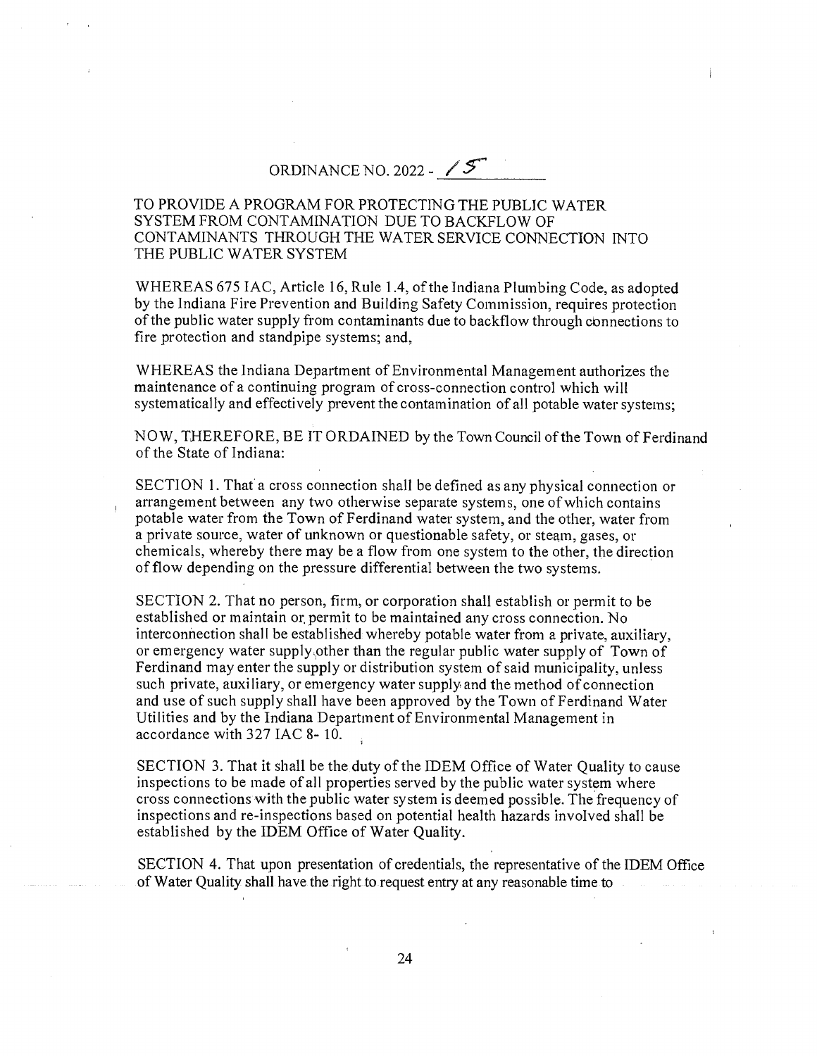# ORDINANCE NO. 2022 - 15

TO PROVIDE A PROGRAM FOR PROTECTING THE PUBLIC WATER SYSTEM FROM CONTAMINATION DUE TO BACKFLOW OF CONTAMINANTS THROUGH THE WATER SERVICE CONNECTION INTO THE PUBLIC WATER SYSTEM

WHEREAS 675 IAC, Article 16, Rule 1.4, of the Indiana Plumbing Code, as adopted by the Indiana Fire Prevention and Building Safety Commission, requires protection of the public water supply from contaminants due to backflow through connections to fire protection and standpipe systems; and,

WHEREAS the Indiana Department of Environmental Management authorizes the maintenance of a continuing program of cross-connection control which will systematically and effectively prevent the contamination of all potable water systems;

NOW, THEREFORE, BE IT ORDAINED by the Town Council of the Town of Ferdinand of the State of Indiana:

SECTION 1. That a cross connection shall be defined as any physical connection or arrangement between any two otherwise separate systems, one of which contains potable water from the Town of Ferdinand water system, and the other, water from a private source, water of unknown or questionable safety, or steam, gases, or chemicals, whereby there may be a flow from one system to the other, the direction of flow depending on the pressure differential between the two systems.

SECTION 2. That no person, firm, or corporation shall establish or permit to be established or maintain or permit to be maintained any cross connection. No interconnection shall be established whereby potable water from a private, auxiliary, or emergency water supply other than the regular public water supply of Town of Ferdinand may enter the supply or distribution system of said municipality, unless such private, auxiliary, or emergency water supply and the method of connection and use of such supply shall have been approved by the Town of Ferdinand Water Utilities and by the Indiana Department of Environmental Management in accordance with 327 IAC 8- 10.

SECTION 3. That it shall be the duty of the IDEM Office of Water Quality to cause inspections to be made of all properties served by the public water system where cross connections with the public water system is deemed possible. The frequency of inspections and re-inspections based on potential health hazards involved shall be established by the IDEM Office of Water Quality.

SECTION 4. That upon presentation of credentials, the representative of the IDEM Office of Water Quality shall have the right to request entry at any reasonable time to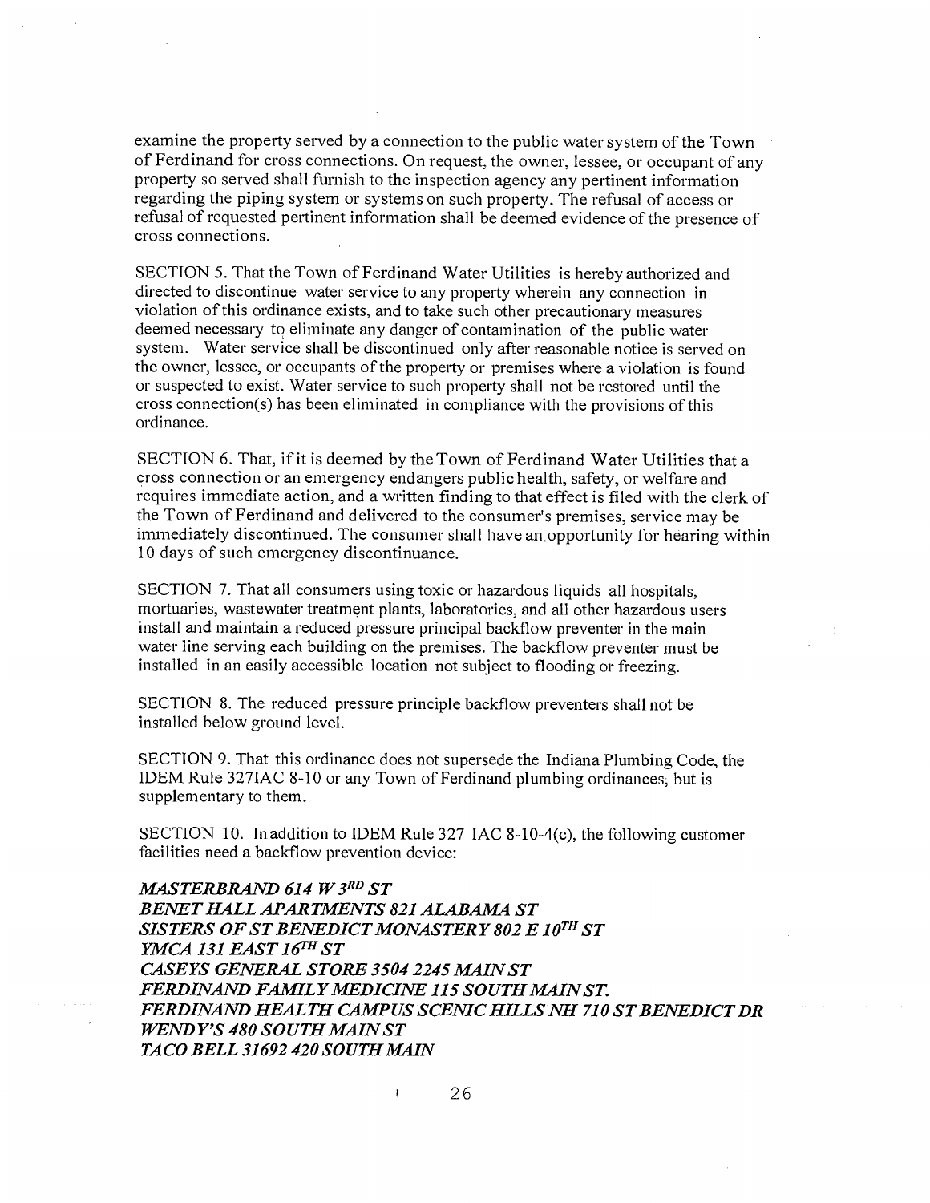examine the property served by a connection to the public water system of the Town of Ferdinand for cross connections. On request, the owner, lessee, or occupant of any property so served shall furnish to the inspection agency any pertinent information regarding the piping system or systems on such property. The refusal of access or refusal of requested pertinent information shall be deemed evidence of the presence of cross connections.

SECTION 5. That the Town of Ferdinand Water Utilities is hereby authorized and directed to discontinue water service to any property wherein any connection in violation of this ordinance exists, and to take such other precautionary measures deemed necessary to eliminate any danger of contamination of the public water system. Water service shall be discontinued only after reasonable notice is served on the owner, lessee, or occupants of the property or premises where a violation is found or suspected to exist. Water service to such property shall not be restored until the cross connection(s) has been eliminated in compliance with the provisions of this ordinance.

SECTION 6. That, if it is deemed by the Town of Ferdinand Water Utilities that a cross connection or an emergency endangers public health, safety, or welfare and requires immediate action, and a written finding to that effect is filed with the clerk of the Town of Ferdinand and delivered to the consumer's premises, service may be immediately discontinued. The consumer shall have an opportunity for hearing within 10 days of such emergency discontinuance.

SECTION 7. That all consumers using toxic or hazardous liquids all hospitals, mortuaries, wastewater treatment plants, laboratories, and all other hazardous users install and maintain a reduced pressure principal backflow preventer in the main water line serving each building on the premises. The backflow preventer must be installed in an easily accessible location not subject to flooding or freezing.

SECTION 8. The reduced pressure principle backflow preventers shall not be installed below ground level.

SECTION 9. That this ordinance does not supersede the Indiana Plumbing Code, the IDEM Rule 327IAC 8-10 or any Town of Ferdinand plumbing ordinances, but is supplementary to them.

SECTION 10. In addition to IDEM Rule 327 IAC 8-10-4(c), the following customer facilities need a backflow prevention device:

*MASTERBRAND 614 W 3RD ST*
*BENET HALL APARTMENTS 821 ALABAMA ST*
*SISTERS OF ST BENEDICT MONASTERY 802 E 10TH ST*
*YMCA 131 EAST 16TH ST*
*CASEYS GENERAL STORE 3504 2245 MAIN ST*
*FERDINAND FAMILY MEDICINE 115 SOUTH MAIN ST.*
*FERDINAND HEALTH CAMPUS SCENIC HILLS NH 710 ST BENEDICT DR*
*WENDY'S 480 SOUTH MAIN ST*
*TACO BELL 31692 420 SOUTH MAIN*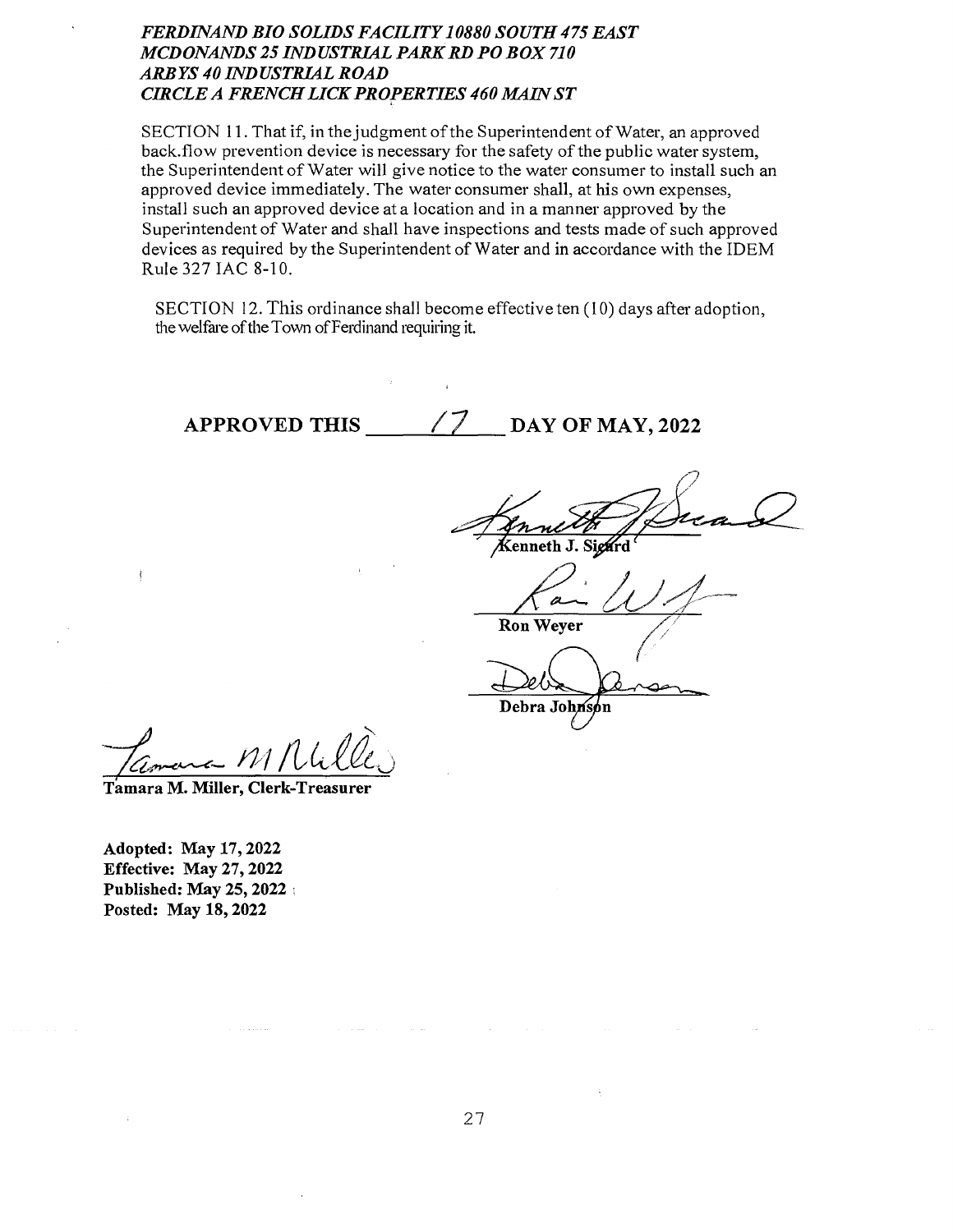***FERDINAND BIO SOLIDS FACILITY 10880 SOUTH 475 EAST***
***MCDONANDS 25 INDUSTRIAL PARK RD PO BOX 710***
***ARBYS 40 INDUSTRIAL ROAD***
***CIRCLE A FRENCH LICK PROPERTIES 460 MAIN ST***

SECTION 11. That if, in the judgment of the Superintendent of Water, an approved back.flow prevention device is necessary for the safety of the public water system, the Superintendent of Water will give notice to the water consumer to install such an approved device immediately. The water consumer shall, at his own expenses, install such an approved device at a location and in a manner approved by the Superintendent of Water and shall have inspections and tests made of such approved devices as required by the Superintendent of Water and in accordance with the IDEM Rule 327 IAC 8-10.

SECTION 12. This ordinance shall become effective ten (10) days after adoption, the welfare of the Town of Ferdinand requiring it.

**APPROVED THIS 17 DAY OF MAY, 2022**

**Kenneth J. Sicard**

**Ron Weyer**

**Debra Johnson**

**Tamara M. Miller, Clerk-Treasurer**

**Adopted: May 17, 2022**
**Effective: May 27, 2022**
**Published: May 25, 2022**
**Posted: May 18, 2022**